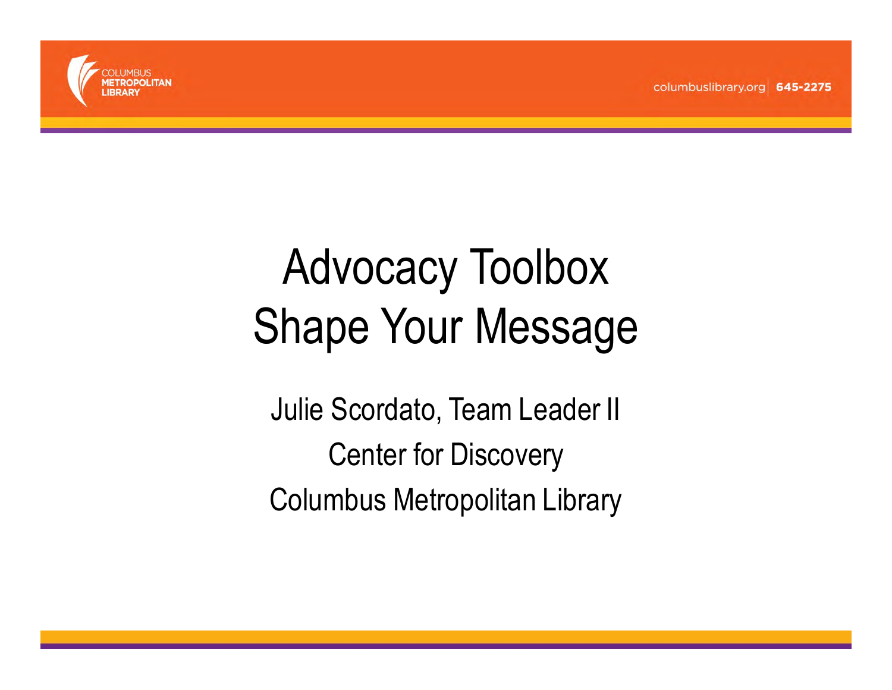# Advocacy Toolbox
# Shape Your Message

Julie Scordato, Team Leader II

Center for Discovery

Columbus Metropolitan Library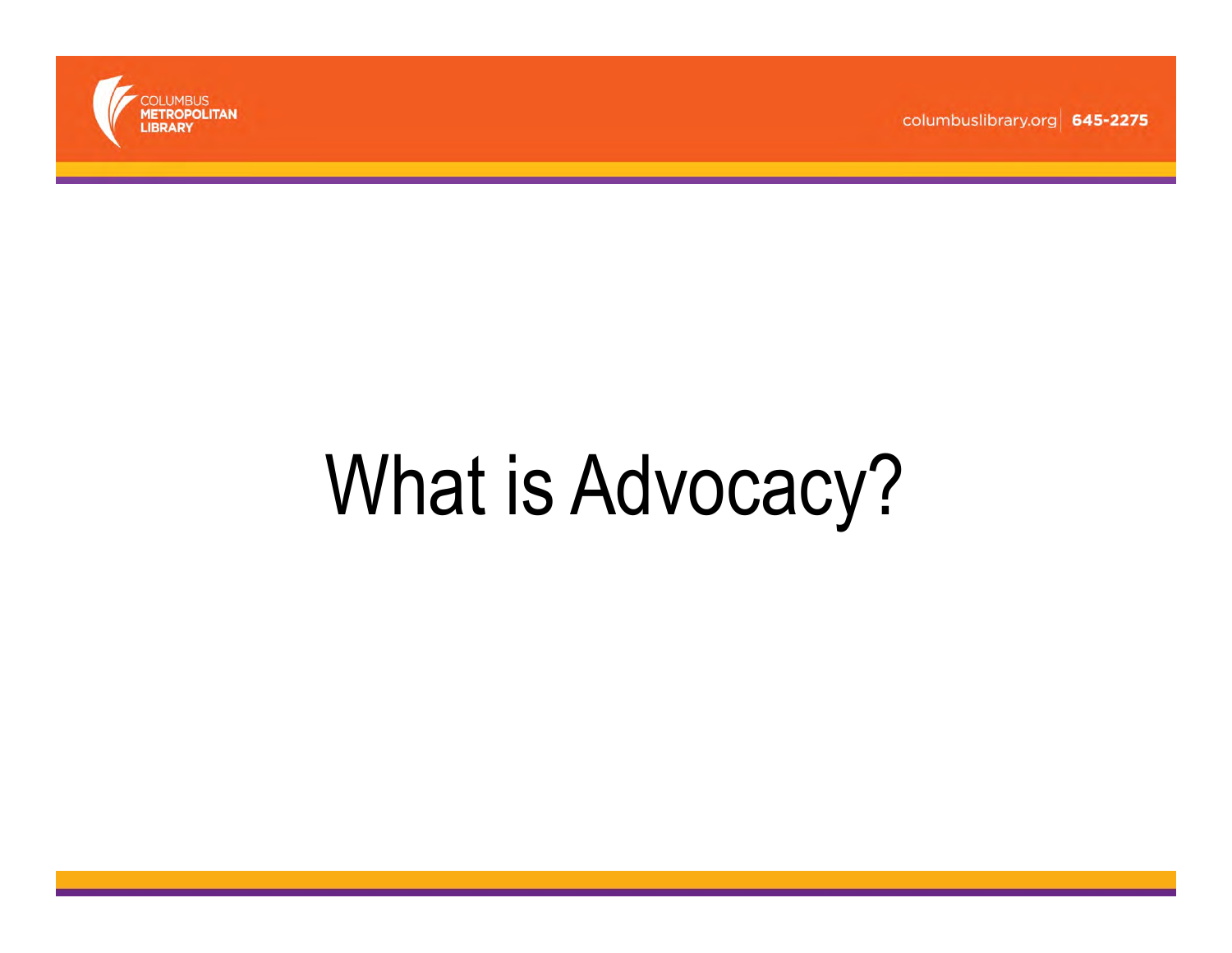# What is Advocacy?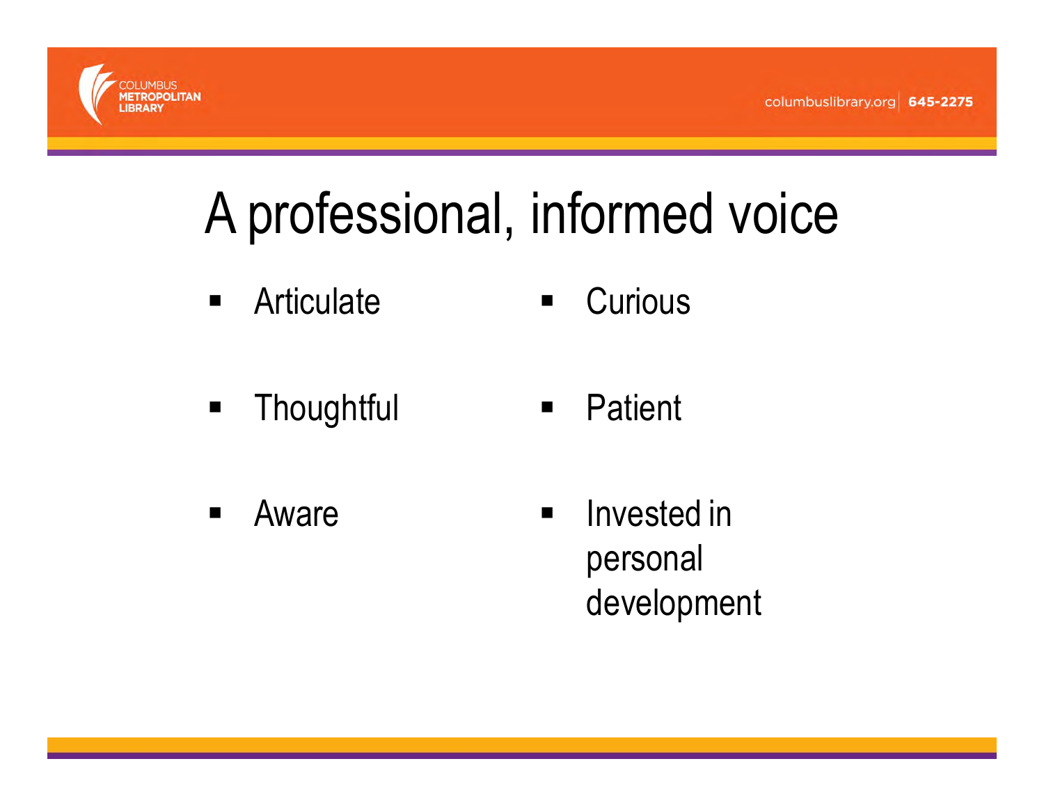# A professional, informed voice

- Articulate
- Curious
- Thoughtful
- Patient
- Aware
- Invested in personal development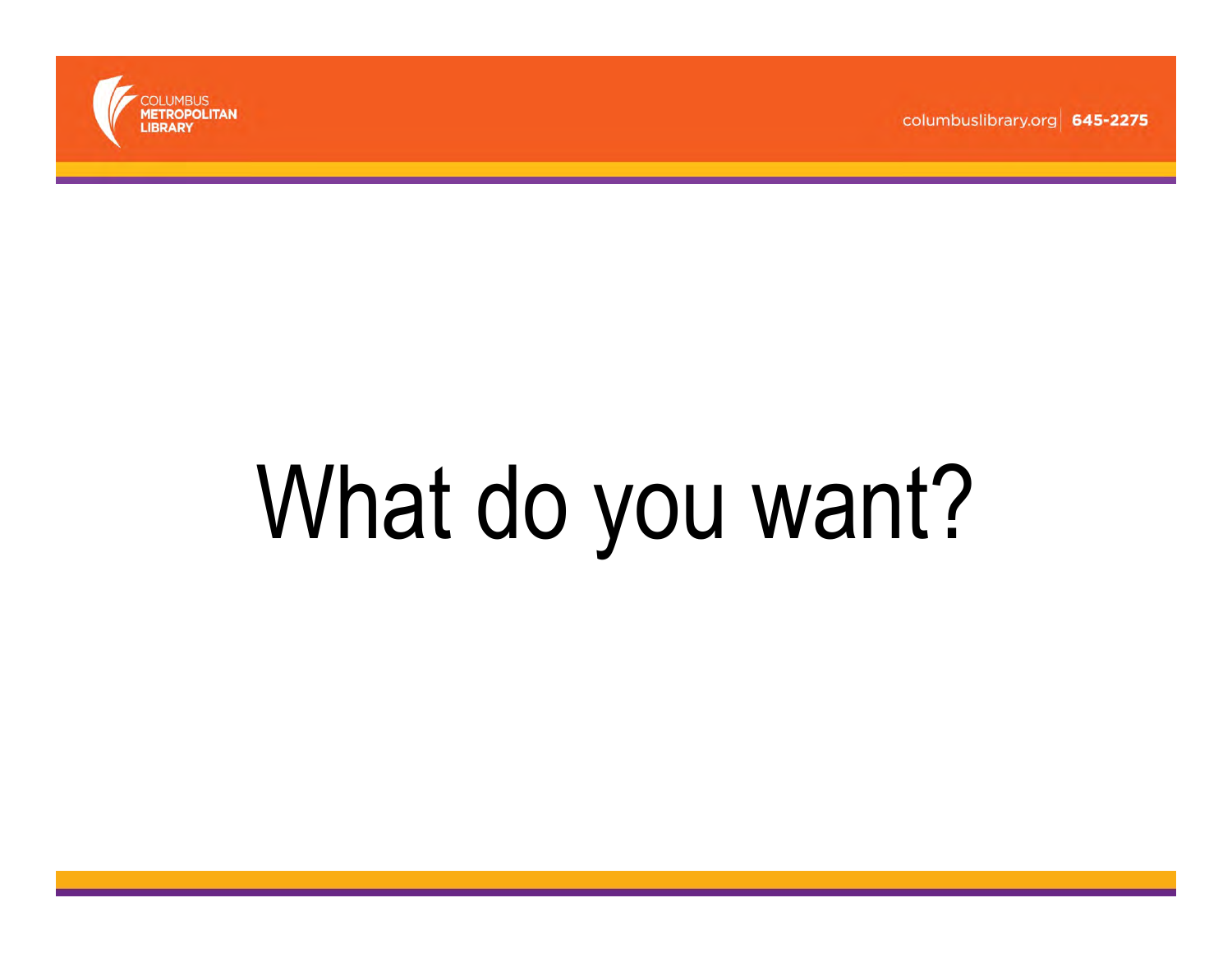# What do you want?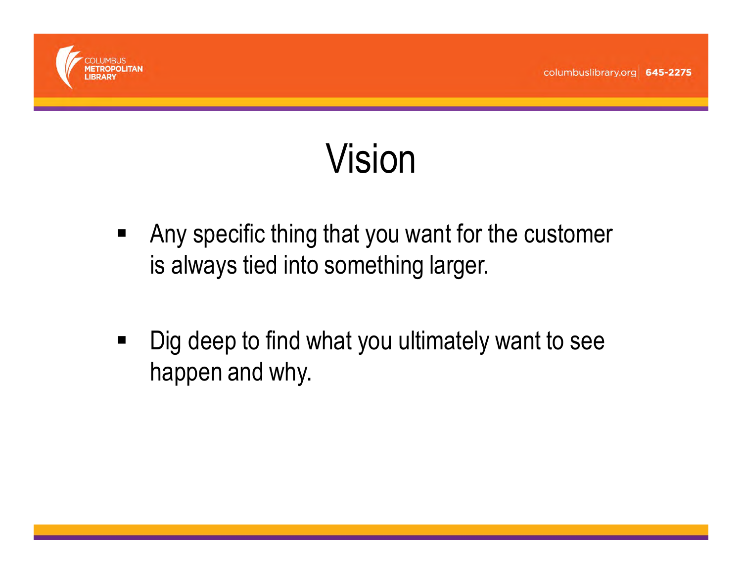# Vision

- Any specific thing that you want for the customer is always tied into something larger.
- Dig deep to find what you ultimately want to see happen and why.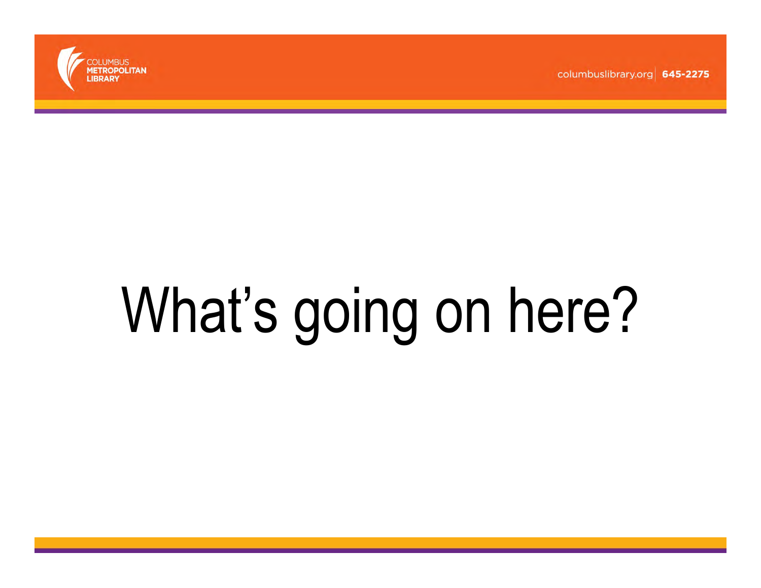# What’s going on here?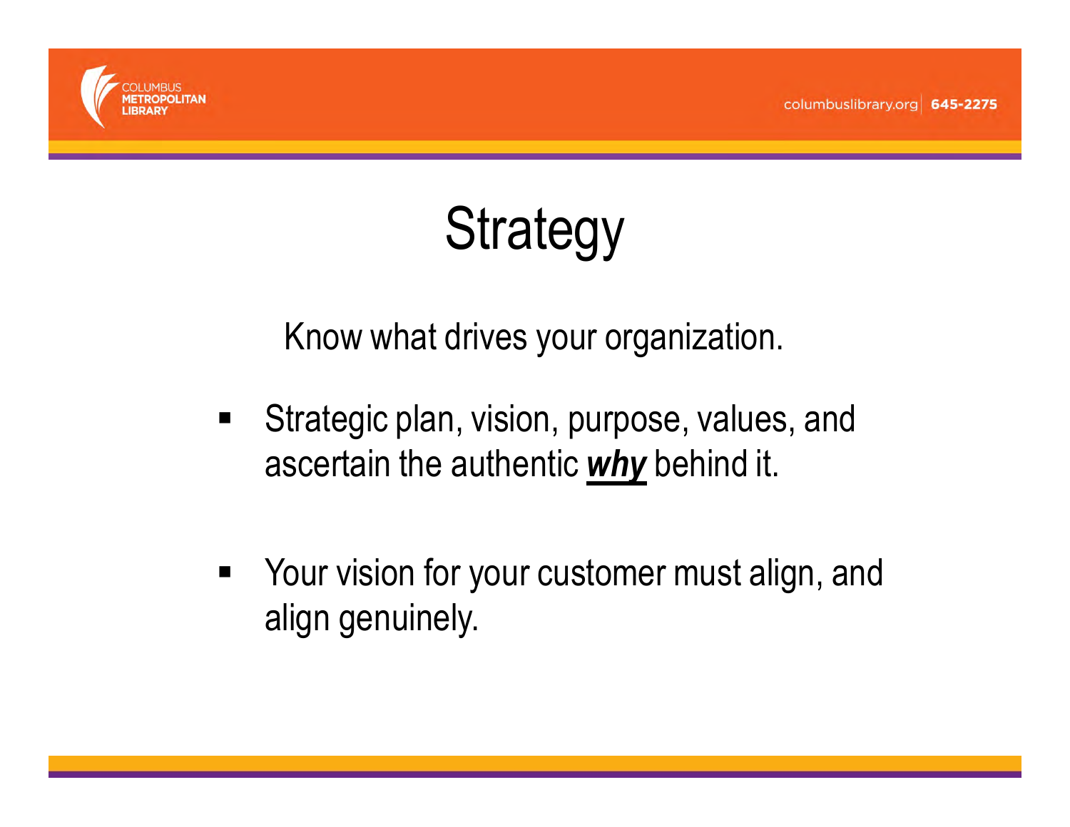# Strategy

Know what drives your organization.

- Strategic plan, vision, purpose, values, and ascertain the authentic ***why*** behind it.
- Your vision for your customer must align, and align genuinely.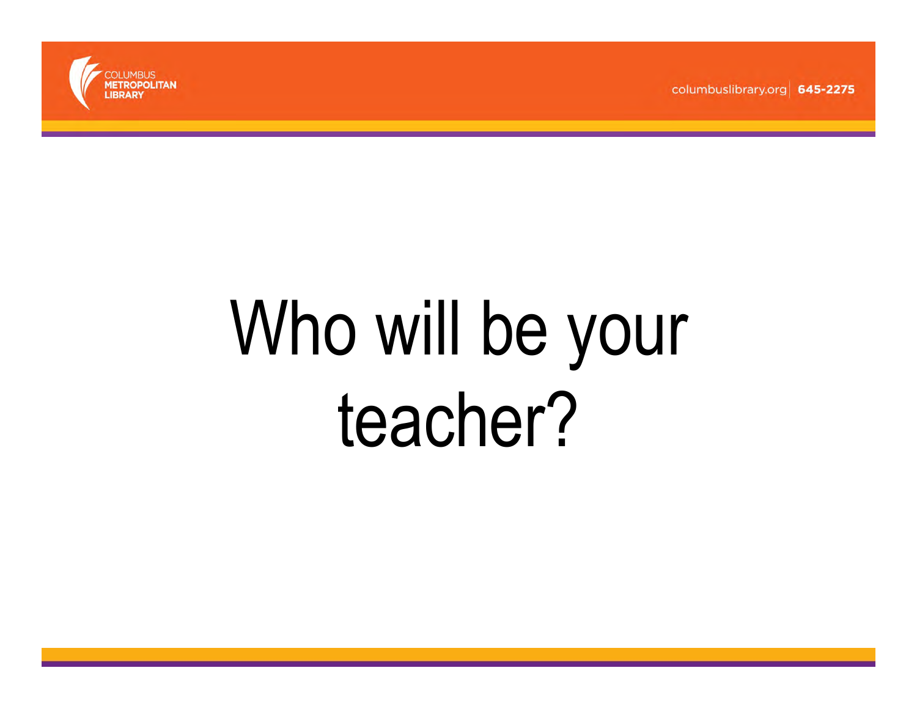# Who will be your teacher?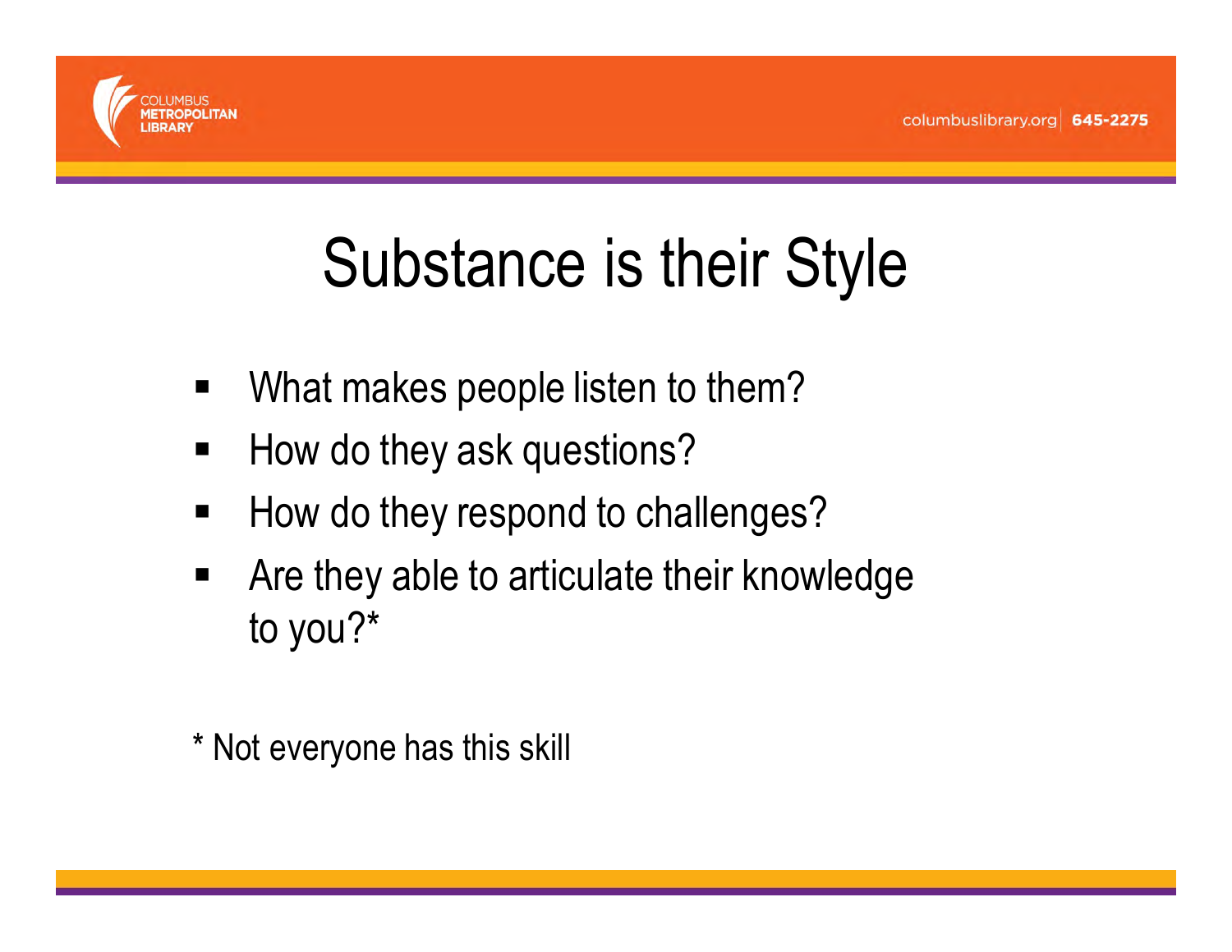# Substance is their Style

- What makes people listen to them?
- How do they ask questions?
- How do they respond to challenges?
- Are they able to articulate their knowledge to you?*

* Not everyone has this skill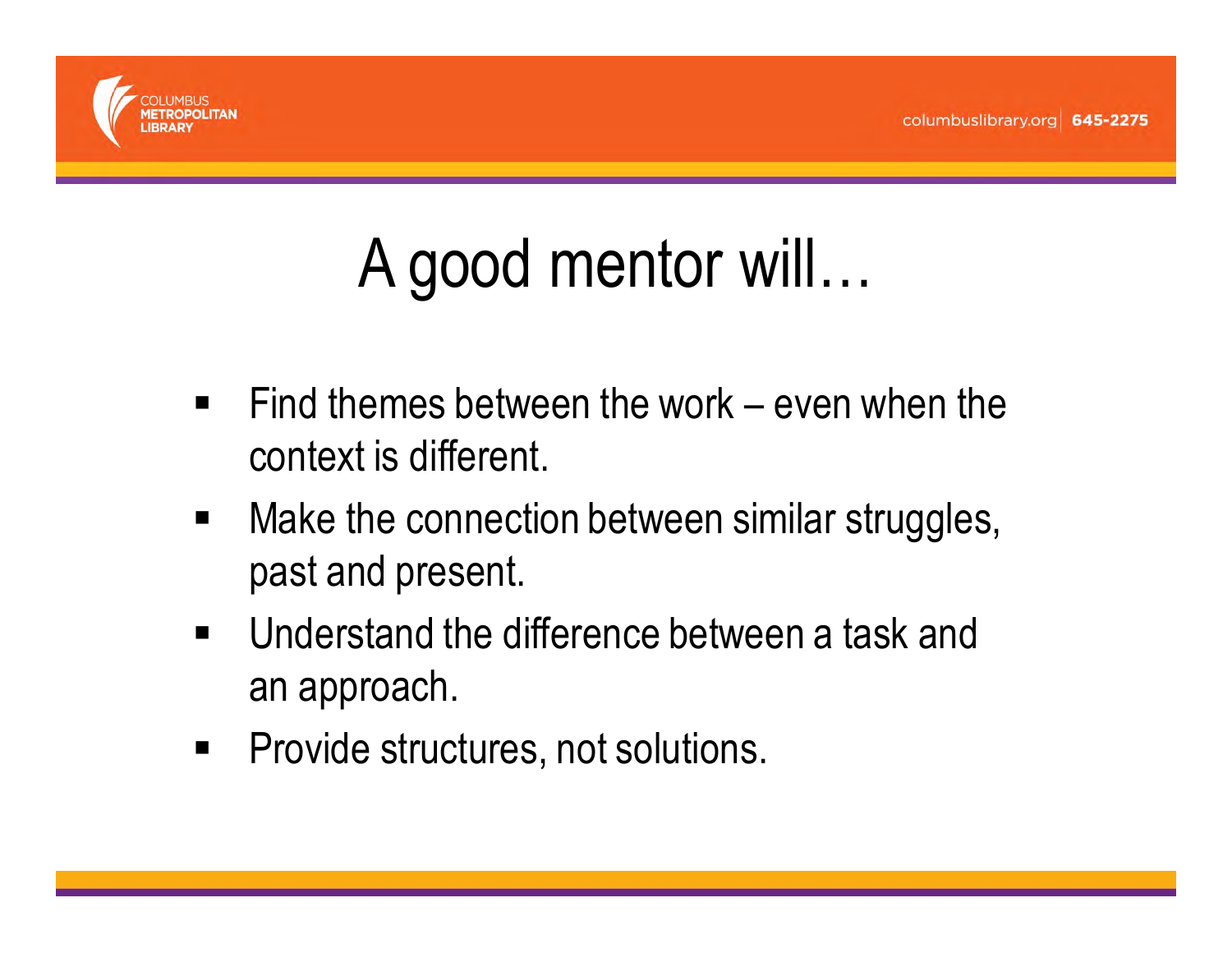# A good mentor will…

- Find themes between the work – even when the context is different.
- Make the connection between similar struggles, past and present.
- Understand the difference between a task and an approach.
- Provide structures, not solutions.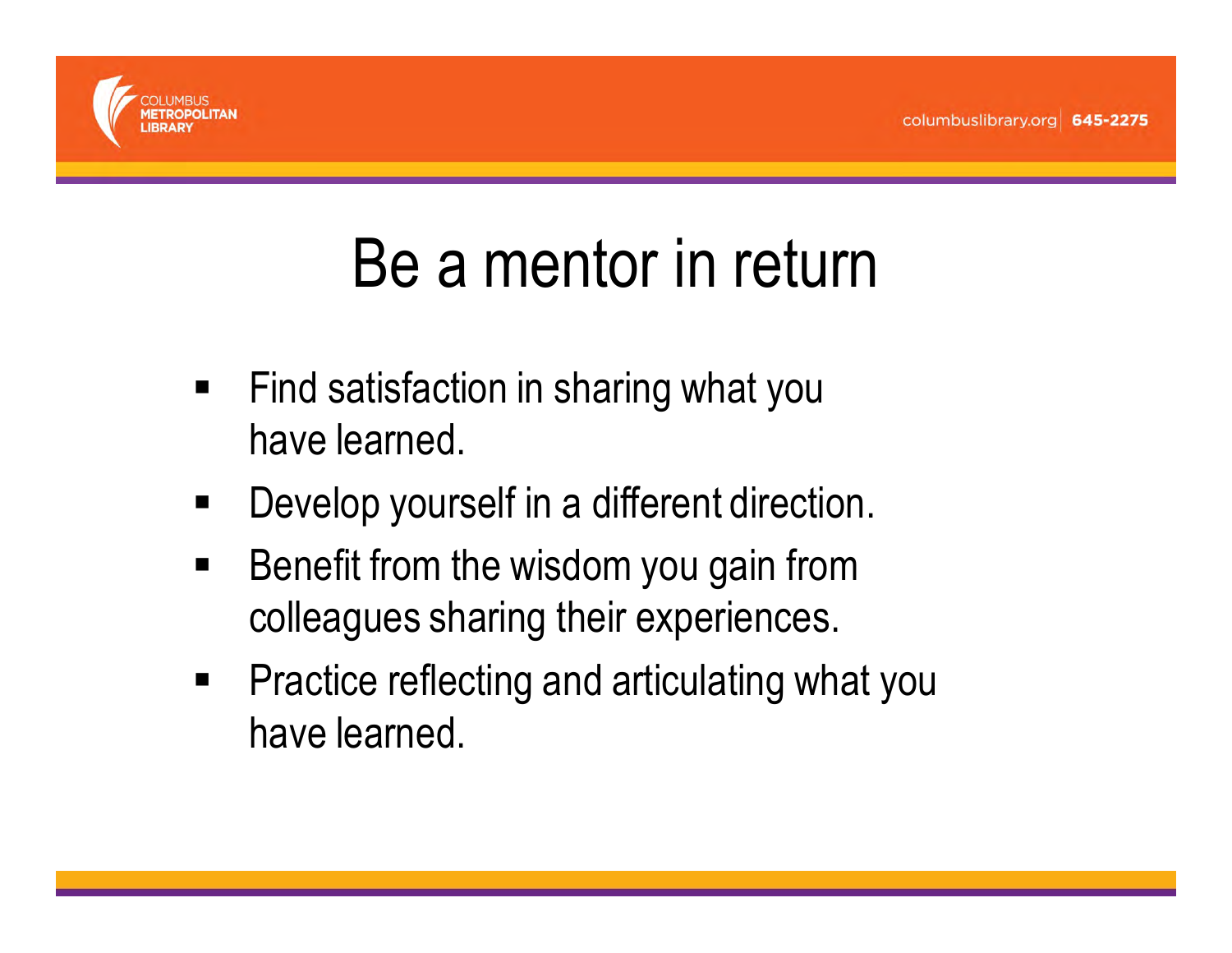# Be a mentor in return

- Find satisfaction in sharing what you have learned.
- Develop yourself in a different direction.
- Benefit from the wisdom you gain from colleagues sharing their experiences.
- Practice reflecting and articulating what you have learned.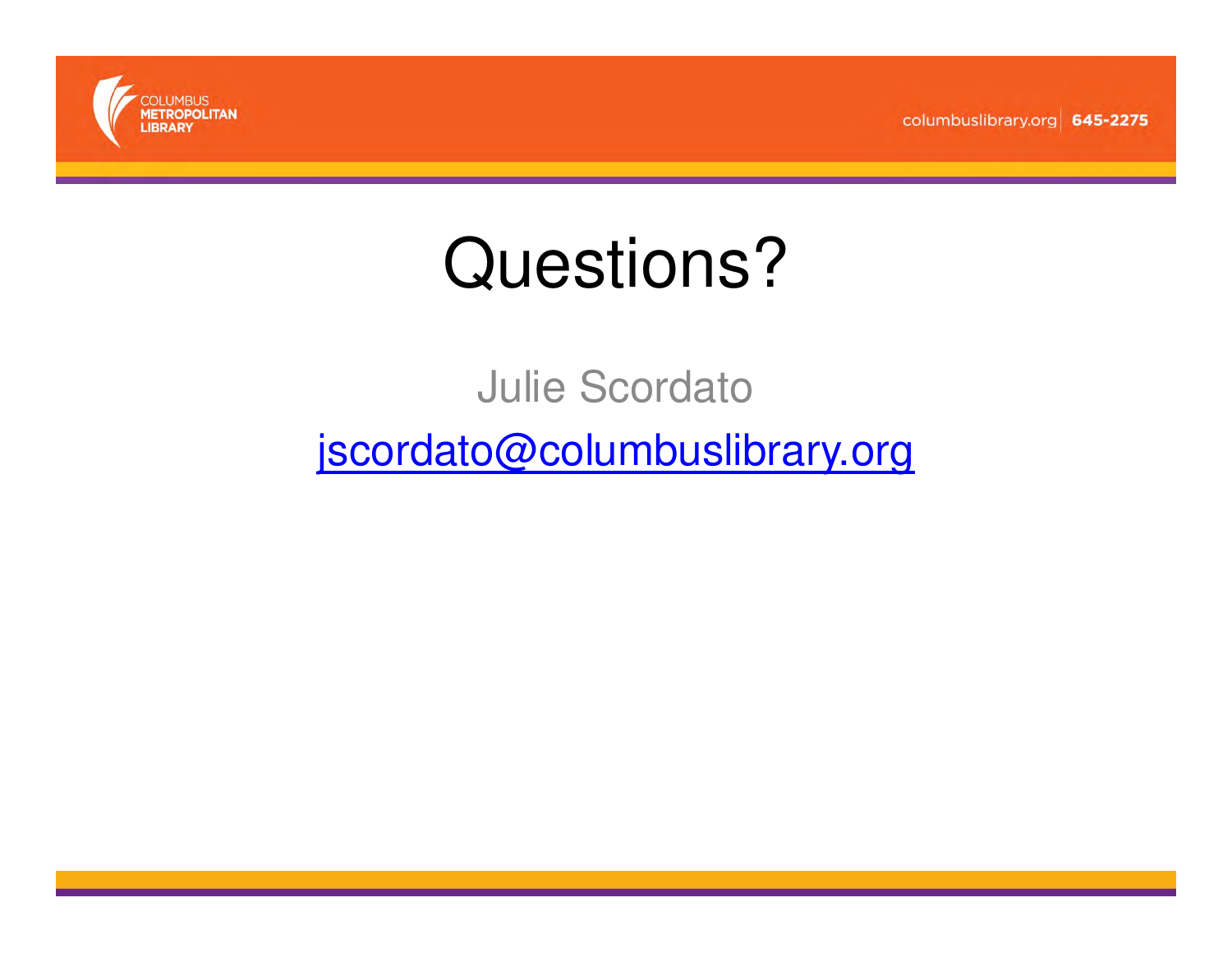# Questions?

Julie Scordato

jscordato@columbuslibrary.org